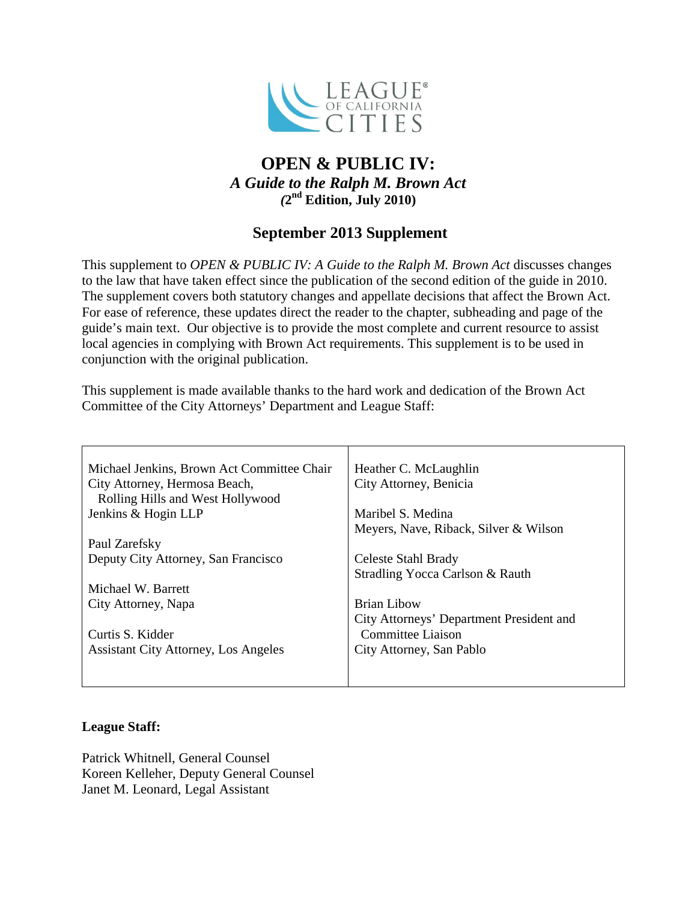LEAGUE® OF CALIFORNIA CITIES

# OPEN & PUBLIC IV:

## *A Guide to the Ralph M. Brown Act*

**(2nd Edition, July 2010)**

## September 2013 Supplement

This supplement to *OPEN & PUBLIC IV: A Guide to the Ralph M. Brown Act* discusses changes to the law that have taken effect since the publication of the second edition of the guide in 2010. The supplement covers both statutory changes and appellate decisions that affect the Brown Act. For ease of reference, these updates direct the reader to the chapter, subheading and page of the guide's main text. Our objective is to provide the most complete and current resource to assist local agencies in complying with Brown Act requirements. This supplement is to be used in conjunction with the original publication.

This supplement is made available thanks to the hard work and dedication of the Brown Act Committee of the City Attorneys' Department and League Staff:

| | |
|---|---|
| Michael Jenkins, Brown Act Committee Chair<br>City Attorney, Hermosa Beach, Rolling Hills and West Hollywood<br>Jenkins & Hogin LLP | Heather C. McLaughlin<br>City Attorney, Benicia |
| Paul Zarefsky<br>Deputy City Attorney, San Francisco | Maribel S. Medina<br>Meyers, Nave, Riback, Silver & Wilson |
| Michael W. Barrett<br>City Attorney, Napa | Celeste Stahl Brady<br>Stradling Yocca Carlson & Rauth |
| Curtis S. Kidder<br>Assistant City Attorney, Los Angeles | Brian Libow<br>City Attorneys' Department President and Committee Liaison<br>City Attorney, San Pablo |

**League Staff:**

Patrick Whitnell, General Counsel
Koreen Kelleher, Deputy General Counsel
Janet M. Leonard, Legal Assistant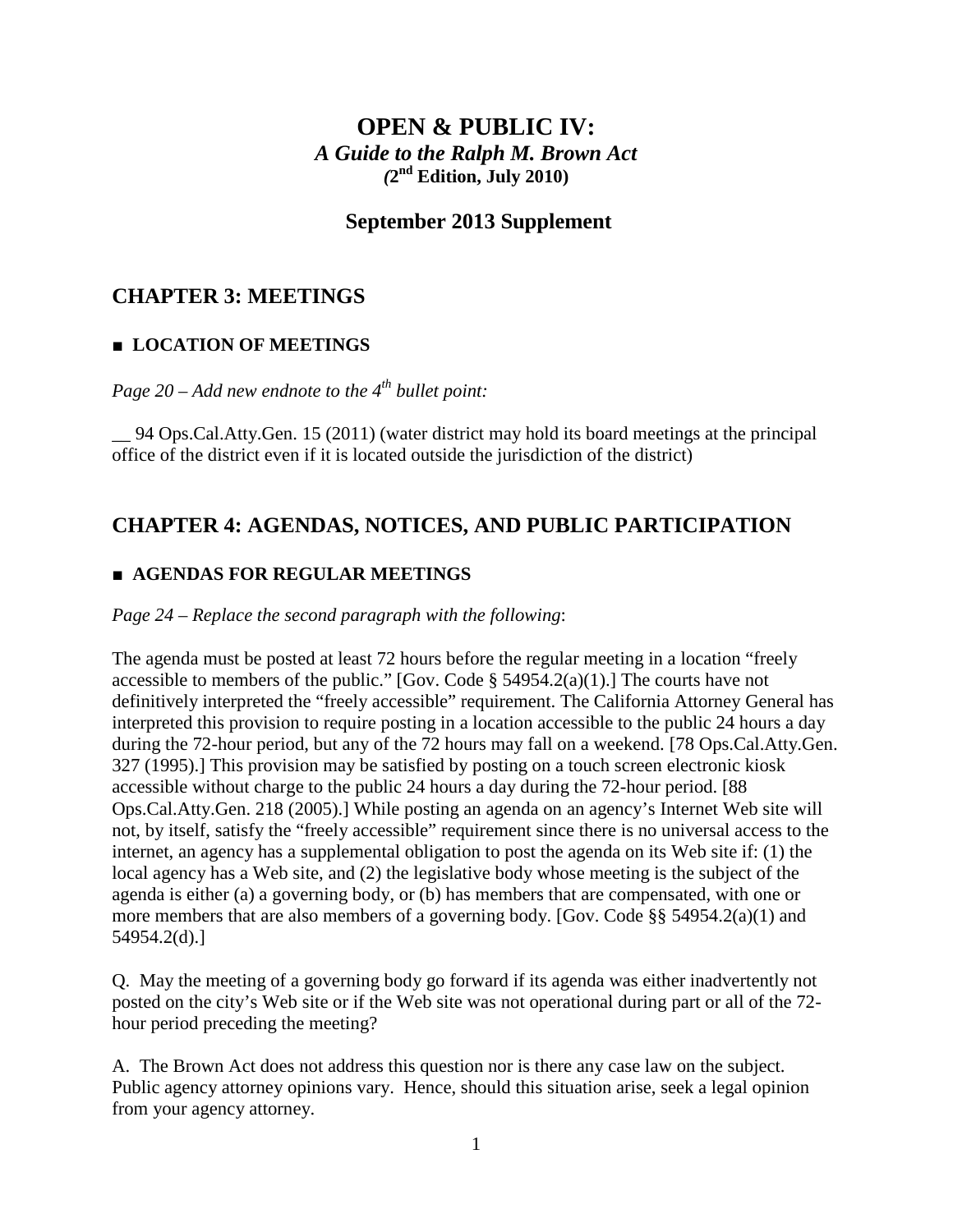# OPEN & PUBLIC IV:

### *A Guide to the Ralph M. Brown Act*

**(2nd Edition, July 2010)**

## September 2013 Supplement

## CHAPTER 3: MEETINGS

### ■ LOCATION OF MEETINGS

*Page 20 – Add new endnote to the 4th bullet point:*

__ 94 Ops.Cal.Atty.Gen. 15 (2011) (water district may hold its board meetings at the principal office of the district even if it is located outside the jurisdiction of the district)

## CHAPTER 4: AGENDAS, NOTICES, AND PUBLIC PARTICIPATION

### ■ AGENDAS FOR REGULAR MEETINGS

*Page 24 – Replace the second paragraph with the following*:

The agenda must be posted at least 72 hours before the regular meeting in a location "freely accessible to members of the public." [Gov. Code § 54954.2(a)(1).] The courts have not definitively interpreted the "freely accessible" requirement. The California Attorney General has interpreted this provision to require posting in a location accessible to the public 24 hours a day during the 72-hour period, but any of the 72 hours may fall on a weekend. [78 Ops.Cal.Atty.Gen. 327 (1995).] This provision may be satisfied by posting on a touch screen electronic kiosk accessible without charge to the public 24 hours a day during the 72-hour period. [88 Ops.Cal.Atty.Gen. 218 (2005).] While posting an agenda on an agency's Internet Web site will not, by itself, satisfy the "freely accessible" requirement since there is no universal access to the internet, an agency has a supplemental obligation to post the agenda on its Web site if: (1) the local agency has a Web site, and (2) the legislative body whose meeting is the subject of the agenda is either (a) a governing body, or (b) has members that are compensated, with one or more members that are also members of a governing body. [Gov. Code §§ 54954.2(a)(1) and 54954.2(d).]

Q. May the meeting of a governing body go forward if its agenda was either inadvertently not posted on the city's Web site or if the Web site was not operational during part or all of the 72-hour period preceding the meeting?

A. The Brown Act does not address this question nor is there any case law on the subject. Public agency attorney opinions vary. Hence, should this situation arise, seek a legal opinion from your agency attorney.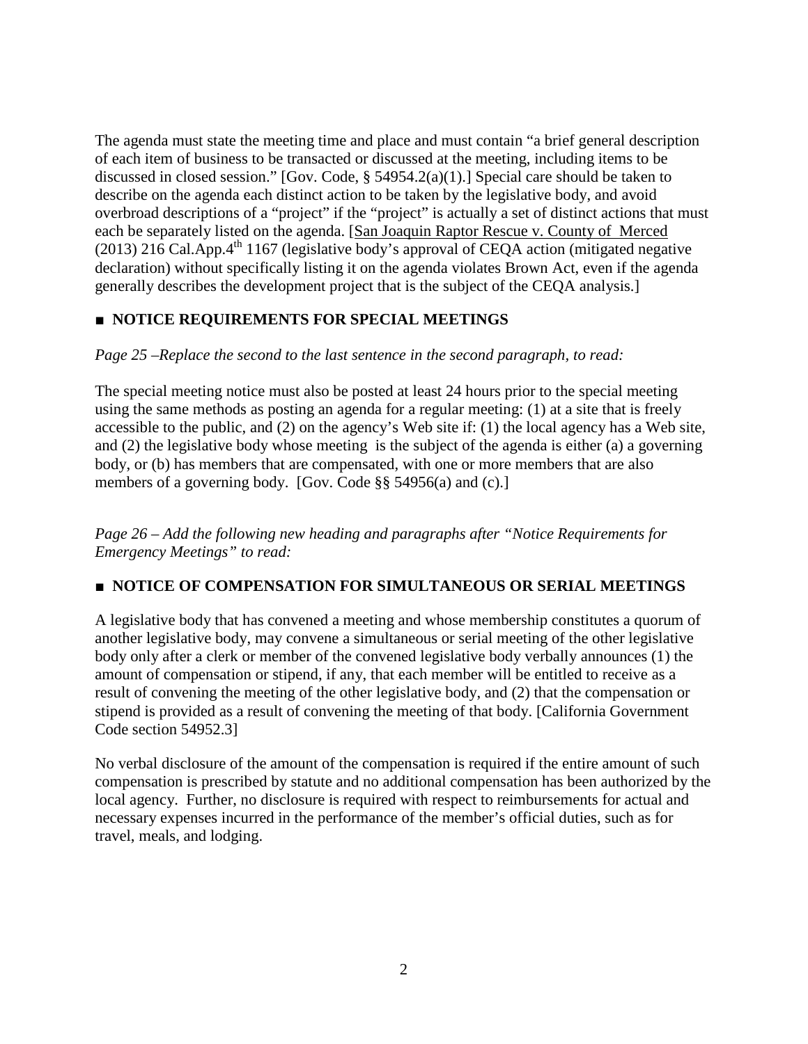The agenda must state the meeting time and place and must contain "a brief general description of each item of business to be transacted or discussed at the meeting, including items to be discussed in closed session." [Gov. Code, § 54954.2(a)(1).] Special care should be taken to describe on the agenda each distinct action to be taken by the legislative body, and avoid overbroad descriptions of a "project" if the "project" is actually a set of distinct actions that must each be separately listed on the agenda. [San Joaquin Raptor Rescue v. County of Merced (2013) 216 Cal.App.4th 1167 (legislative body's approval of CEQA action (mitigated negative declaration) without specifically listing it on the agenda violates Brown Act, even if the agenda generally describes the development project that is the subject of the CEQA analysis.]

## ■ NOTICE REQUIREMENTS FOR SPECIAL MEETINGS

*Page 25 –Replace the second to the last sentence in the second paragraph, to read:*

The special meeting notice must also be posted at least 24 hours prior to the special meeting using the same methods as posting an agenda for a regular meeting: (1) at a site that is freely accessible to the public, and (2) on the agency's Web site if: (1) the local agency has a Web site, and (2) the legislative body whose meeting is the subject of the agenda is either (a) a governing body, or (b) has members that are compensated, with one or more members that are also members of a governing body. [Gov. Code §§ 54956(a) and (c).]

*Page 26 – Add the following new heading and paragraphs after "Notice Requirements for Emergency Meetings" to read:*

## ■ NOTICE OF COMPENSATION FOR SIMULTANEOUS OR SERIAL MEETINGS

A legislative body that has convened a meeting and whose membership constitutes a quorum of another legislative body, may convene a simultaneous or serial meeting of the other legislative body only after a clerk or member of the convened legislative body verbally announces (1) the amount of compensation or stipend, if any, that each member will be entitled to receive as a result of convening the meeting of the other legislative body, and (2) that the compensation or stipend is provided as a result of convening the meeting of that body. [California Government Code section 54952.3]

No verbal disclosure of the amount of the compensation is required if the entire amount of such compensation is prescribed by statute and no additional compensation has been authorized by the local agency. Further, no disclosure is required with respect to reimbursements for actual and necessary expenses incurred in the performance of the member's official duties, such as for travel, meals, and lodging.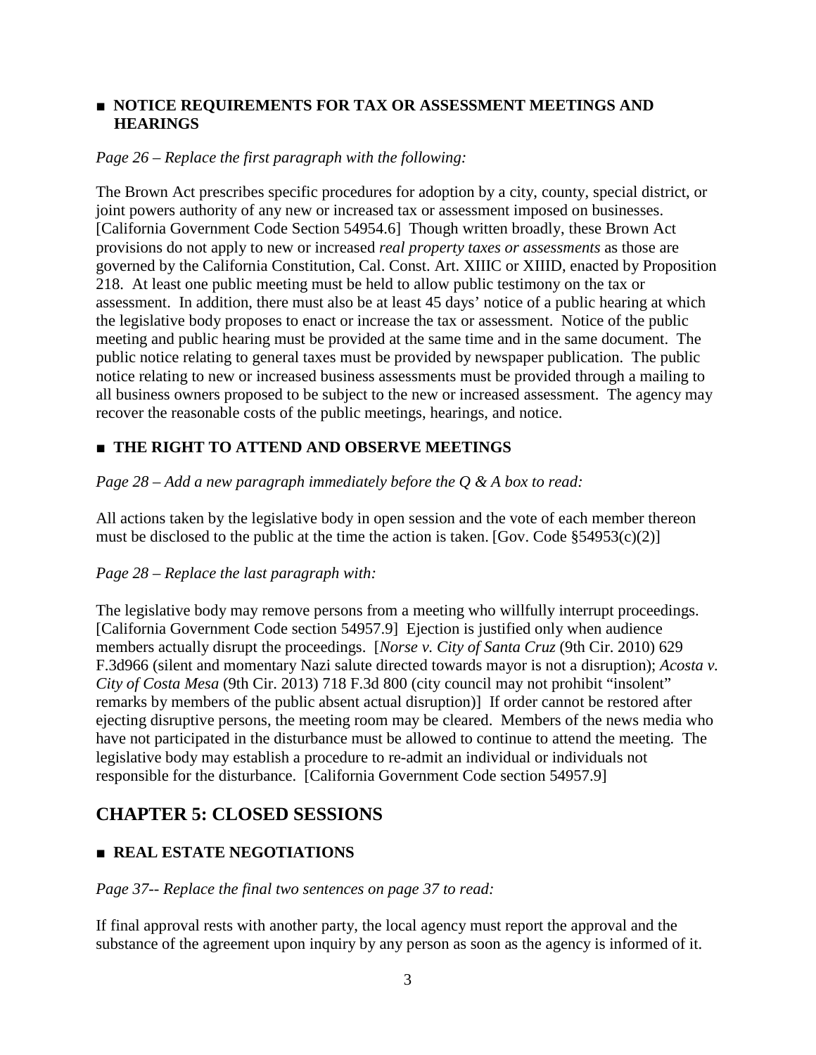## ■ NOTICE REQUIREMENTS FOR TAX OR ASSESSMENT MEETINGS AND HEARINGS

*Page 26 – Replace the first paragraph with the following:*

The Brown Act prescribes specific procedures for adoption by a city, county, special district, or joint powers authority of any new or increased tax or assessment imposed on businesses. [California Government Code Section 54954.6] Though written broadly, these Brown Act provisions do not apply to new or increased *real property taxes or assessments* as those are governed by the California Constitution, Cal. Const. Art. XIIIC or XIIID, enacted by Proposition 218. At least one public meeting must be held to allow public testimony on the tax or assessment. In addition, there must also be at least 45 days' notice of a public hearing at which the legislative body proposes to enact or increase the tax or assessment. Notice of the public meeting and public hearing must be provided at the same time and in the same document. The public notice relating to general taxes must be provided by newspaper publication. The public notice relating to new or increased business assessments must be provided through a mailing to all business owners proposed to be subject to the new or increased assessment. The agency may recover the reasonable costs of the public meetings, hearings, and notice.

## ■ THE RIGHT TO ATTEND AND OBSERVE MEETINGS

*Page 28 – Add a new paragraph immediately before the Q & A box to read:*

All actions taken by the legislative body in open session and the vote of each member thereon must be disclosed to the public at the time the action is taken. [Gov. Code §54953(c)(2)]

*Page 28 – Replace the last paragraph with:*

The legislative body may remove persons from a meeting who willfully interrupt proceedings. [California Government Code section 54957.9] Ejection is justified only when audience members actually disrupt the proceedings. [*Norse v. City of Santa Cruz* (9th Cir. 2010) 629 F.3d966 (silent and momentary Nazi salute directed towards mayor is not a disruption); *Acosta v. City of Costa Mesa* (9th Cir. 2013) 718 F.3d 800 (city council may not prohibit "insolent" remarks by members of the public absent actual disruption)] If order cannot be restored after ejecting disruptive persons, the meeting room may be cleared. Members of the news media who have not participated in the disturbance must be allowed to continue to attend the meeting. The legislative body may establish a procedure to re-admit an individual or individuals not responsible for the disturbance. [California Government Code section 54957.9]

# CHAPTER 5: CLOSED SESSIONS

## ■ REAL ESTATE NEGOTIATIONS

*Page 37-- Replace the final two sentences on page 37 to read:*

If final approval rests with another party, the local agency must report the approval and the substance of the agreement upon inquiry by any person as soon as the agency is informed of it.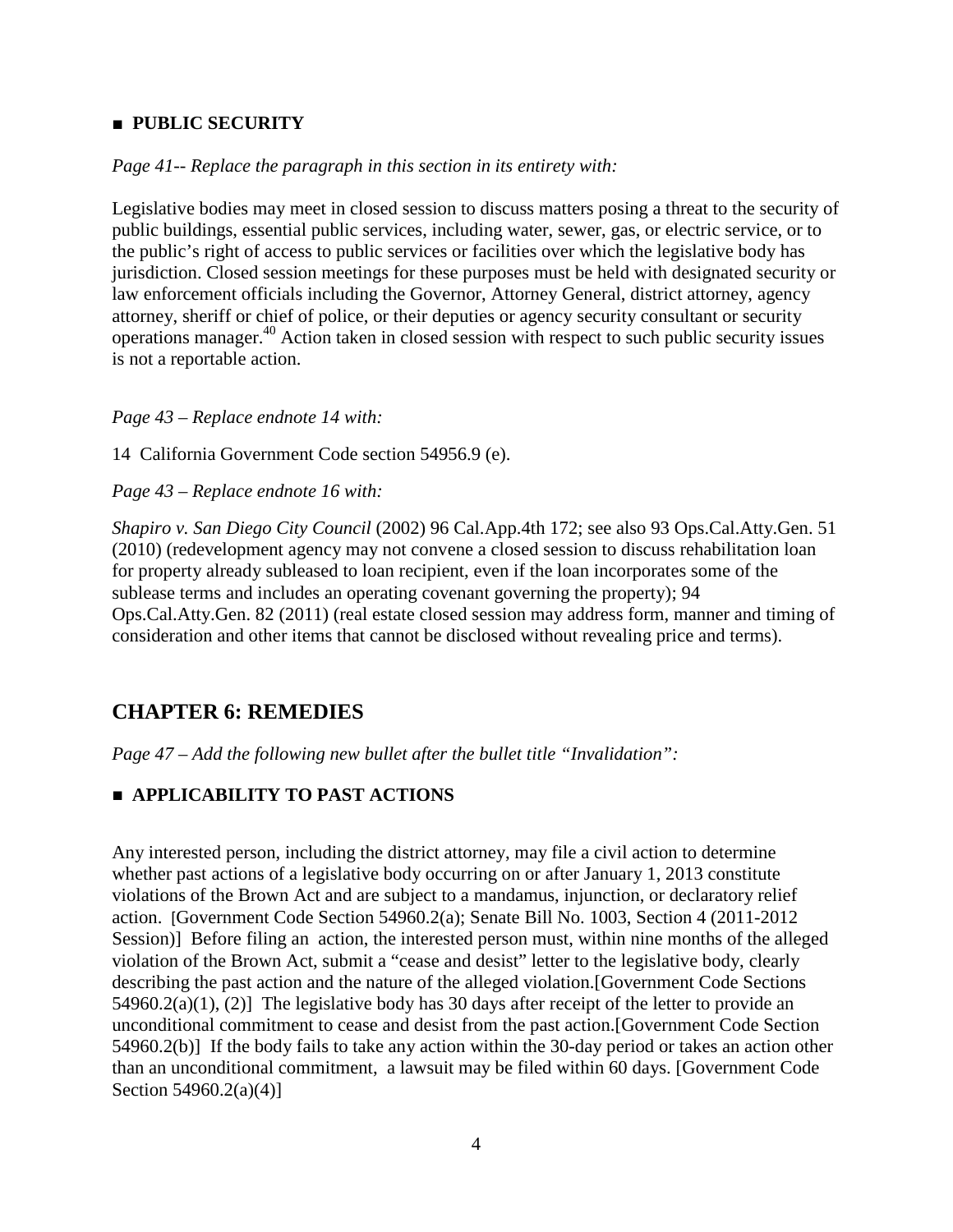## ■ PUBLIC SECURITY

*Page 41-- Replace the paragraph in this section in its entirety with:*

Legislative bodies may meet in closed session to discuss matters posing a threat to the security of public buildings, essential public services, including water, sewer, gas, or electric service, or to the public's right of access to public services or facilities over which the legislative body has jurisdiction. Closed session meetings for these purposes must be held with designated security or law enforcement officials including the Governor, Attorney General, district attorney, agency attorney, sheriff or chief of police, or their deputies or agency security consultant or security operations manager.[40] Action taken in closed session with respect to such public security issues is not a reportable action.

*Page 43 – Replace endnote 14 with:*

14 California Government Code section 54956.9 (e).

*Page 43 – Replace endnote 16 with:*

*Shapiro v. San Diego City Council* (2002) 96 Cal.App.4th 172; see also 93 Ops.Cal.Atty.Gen. 51 (2010) (redevelopment agency may not convene a closed session to discuss rehabilitation loan for property already subleased to loan recipient, even if the loan incorporates some of the sublease terms and includes an operating covenant governing the property); 94 Ops.Cal.Atty.Gen. 82 (2011) (real estate closed session may address form, manner and timing of consideration and other items that cannot be disclosed without revealing price and terms).

# CHAPTER 6: REMEDIES

*Page 47 – Add the following new bullet after the bullet title "Invalidation":*

## ■ APPLICABILITY TO PAST ACTIONS

Any interested person, including the district attorney, may file a civil action to determine whether past actions of a legislative body occurring on or after January 1, 2013 constitute violations of the Brown Act and are subject to a mandamus, injunction, or declaratory relief action. [Government Code Section 54960.2(a); Senate Bill No. 1003, Section 4 (2011-2012 Session)] Before filing an action, the interested person must, within nine months of the alleged violation of the Brown Act, submit a "cease and desist" letter to the legislative body, clearly describing the past action and the nature of the alleged violation.[Government Code Sections 54960.2(a)(1), (2)] The legislative body has 30 days after receipt of the letter to provide an unconditional commitment to cease and desist from the past action.[Government Code Section 54960.2(b)] If the body fails to take any action within the 30-day period or takes an action other than an unconditional commitment, a lawsuit may be filed within 60 days. [Government Code Section 54960.2(a)(4)]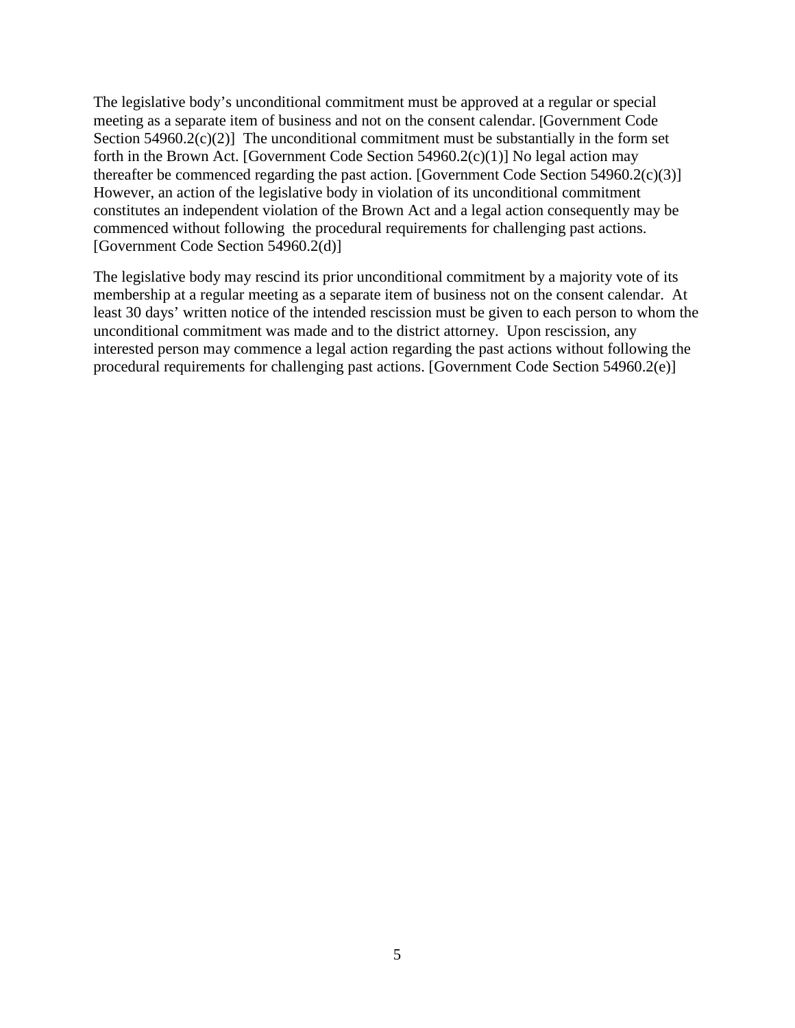The legislative body's unconditional commitment must be approved at a regular or special meeting as a separate item of business and not on the consent calendar. [Government Code Section 54960.2(c)(2)] The unconditional commitment must be substantially in the form set forth in the Brown Act. [Government Code Section 54960.2(c)(1)] No legal action may thereafter be commenced regarding the past action. [Government Code Section 54960.2(c)(3)] However, an action of the legislative body in violation of its unconditional commitment constitutes an independent violation of the Brown Act and a legal action consequently may be commenced without following the procedural requirements for challenging past actions. [Government Code Section 54960.2(d)]

The legislative body may rescind its prior unconditional commitment by a majority vote of its membership at a regular meeting as a separate item of business not on the consent calendar. At least 30 days' written notice of the intended rescission must be given to each person to whom the unconditional commitment was made and to the district attorney. Upon rescission, any interested person may commence a legal action regarding the past actions without following the procedural requirements for challenging past actions. [Government Code Section 54960.2(e)]